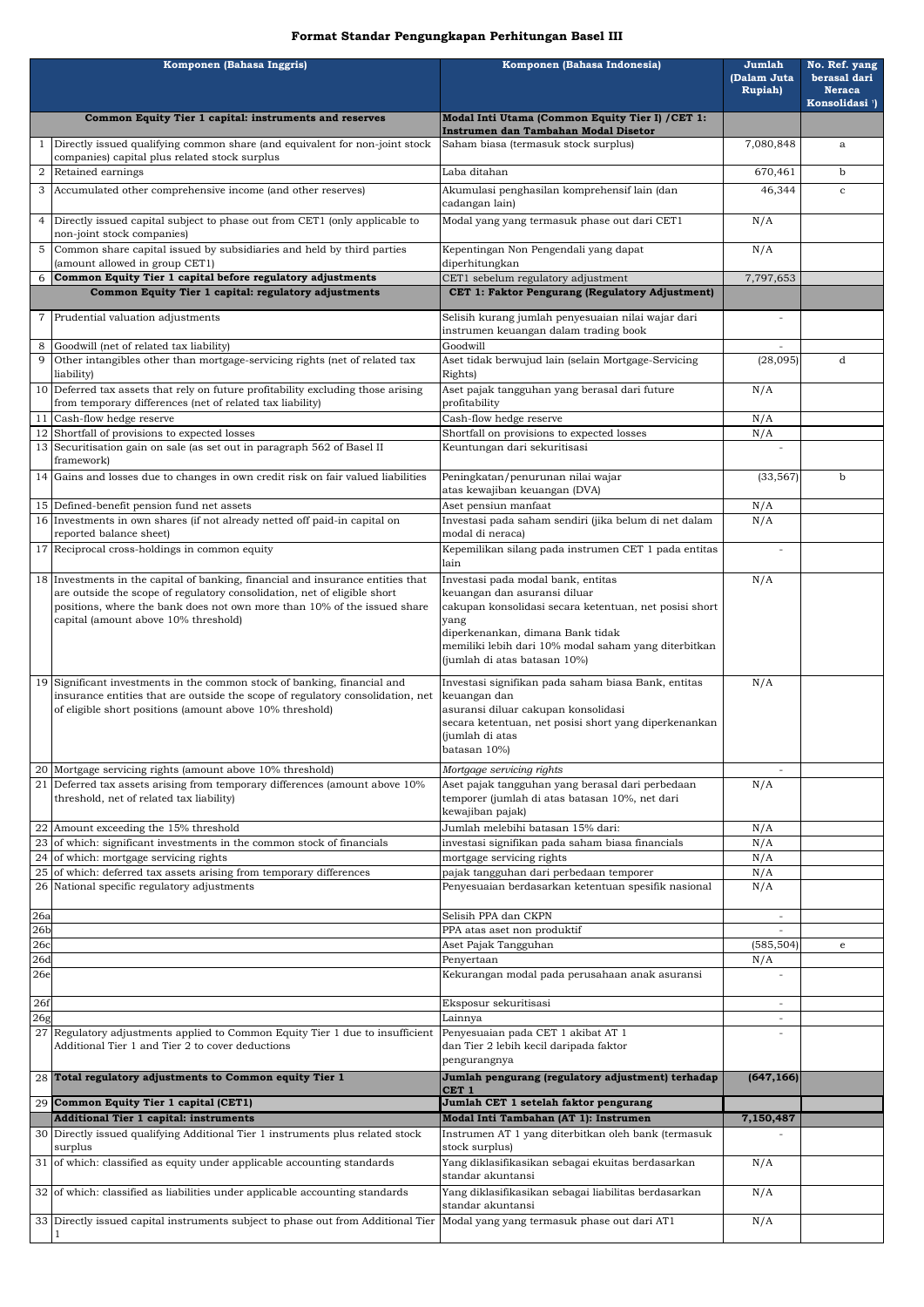# Format Standar Pengungkapan Perhitungan Basel III

| | Komponen (Bahasa Inggris) | Komponen (Bahasa Indonesia) | Jumlah (Dalam Juta Rupiah) | No. Ref. yang berasal dari Neraca Konsolidasi [1] |
|---|---|---|---|---|
| | **Common Equity Tier 1 capital: instruments and reserves** | **Modal Inti Utama (Common Equity Tier I) /CET 1: Instrumen dan Tambahan Modal Disetor** | | |
| 1 | Directly issued qualifying common share (and equivalent for non-joint stock companies) capital plus related stock surplus | Saham biasa (termasuk stock surplus) | 7,080,848 | a |
| 2 | Retained earnings | Laba ditahan | 670,461 | b |
| 3 | Accumulated other comprehensive income (and other reserves) | Akumulasi penghasilan komprehensif lain (dan cadangan lain) | 46,344 | c |
| 4 | Directly issued capital subject to phase out from CET1 (only applicable to non-joint stock companies) | Modal yang yang termasuk phase out dari CET1 | N/A | |
| 5 | Common share capital issued by subsidiaries and held by third parties (amount allowed in group CET1) | Kepentingan Non Pengendali yang dapat diperhitungkan | N/A | |
| 6 | **Common Equity Tier 1 capital before regulatory adjustments** | CET1 sebelum regulatory adjustment | 7,797,653 | |
| | **Common Equity Tier 1 capital: regulatory adjustments** | **CET 1: Faktor Pengurang (Regulatory Adjustment)** | | |
| 7 | Prudential valuation adjustments | Selisih kurang jumlah penyesuaian nilai wajar dari instrumen keuangan dalam trading book | - | |
| 8 | Goodwill (net of related tax liability) | Goodwill | - | |
| 9 | Other intangibles other than mortgage-servicing rights (net of related tax liability) | Aset tidak berwujud lain (selain Mortgage-Servicing Rights) | (28,095) | d |
| 10 | Deferred tax assets that rely on future profitability excluding those arising from temporary differences (net of related tax liability) | Aset pajak tangguhan yang berasal dari future profitability | N/A | |
| 11 | Cash-flow hedge reserve | Cash-flow hedge reserve | N/A | |
| 12 | Shortfall of provisions to expected losses | Shortfall on provisions to expected losses | N/A | |
| 13 | Securitisation gain on sale (as set out in paragraph 562 of Basel II framework) | Keuntungan dari sekuritisasi | - | |
| 14 | Gains and losses due to changes in own credit risk on fair valued liabilities | Peningkatan/penurunan nilai wajar atas kewajiban keuangan (DVA) | (33,567) | b |
| 15 | Defined-benefit pension fund net assets | Aset pensiun manfaat | N/A | |
| 16 | Investments in own shares (if not already netted off paid-in capital on reported balance sheet) | Investasi pada saham sendiri (jika belum di net dalam modal di neraca) | N/A | |
| 17 | Reciprocal cross-holdings in common equity | Kepemilikan silang pada instrumen CET 1 pada entitas lain | - | |
| 18 | Investments in the capital of banking, financial and insurance entities that are outside the scope of regulatory consolidation, net of eligible short positions, where the bank does not own more than 10% of the issued share capital (amount above 10% threshold) | Investasi pada modal bank, entitas keuangan dan asuransi diluar cakupan konsolidasi secara ketentuan, net posisi short yang diperkenankan, dimana Bank tidak memiliki lebih dari 10% modal saham yang diterbitkan (jumlah di atas batasan 10%) | N/A | |
| 19 | Significant investments in the common stock of banking, financial and insurance entities that are outside the scope of regulatory consolidation, net of eligible short positions (amount above 10% threshold) | Investasi signifikan pada saham biasa Bank, entitas keuangan dan asuransi diluar cakupan konsolidasi secara ketentuan, net posisi short yang diperkenankan (jumlah di atas batasan 10%) | N/A | |
| 20 | Mortgage servicing rights (amount above 10% threshold) | *Mortgage servicing rights* | - | |
| 21 | Deferred tax assets arising from temporary differences (amount above 10% threshold, net of related tax liability) | Aset pajak tangguhan yang berasal dari perbedaan temporer (jumlah di atas batasan 10%, net dari kewajiban pajak) | N/A | |
| 22 | Amount exceeding the 15% threshold | Jumlah melebihi batasan 15% dari: | N/A | |
| 23 | of which: significant investments in the common stock of financials | investasi signifikan pada saham biasa financials | N/A | |
| 24 | of which: mortgage servicing rights | mortgage servicing rights | N/A | |
| 25 | of which: deferred tax assets arising from temporary differences | pajak tangguhan dari perbedaan temporer | N/A | |
| 26 | National specific regulatory adjustments | Penyesuaian berdasarkan ketentuan spesifik nasional | N/A | |
| 26a | | Selisih PPA dan CKPN | - | |
| 26b | | PPA atas aset non produktif | - | |
| 26c | | Aset Pajak Tangguhan | (585,504) | e |
| 26d | | Penyertaan | N/A | |
| 26e | | Kekurangan modal pada perusahaan anak asuransi | - | |
| 26f | | Eksposur sekuritisasi | - | |
| 26g | | Lainnya | - | |
| 27 | Regulatory adjustments applied to Common Equity Tier 1 due to insufficient Additional Tier 1 and Tier 2 to cover deductions | Penyesuaian pada CET 1 akibat AT 1 dan Tier 2 lebih kecil daripada faktor pengurangnya | - | |
| 28 | **Total regulatory adjustments to Common equity Tier 1** | **Jumlah pengurang (regulatory adjustment) terhadap CET 1** | **(647,166)** | |
| 29 | **Common Equity Tier 1 capital (CET1)** | **Jumlah CET 1 setelah faktor pengurang** | | |
| | **Additional Tier 1 capital: instruments** | **Modal Inti Tambahan (AT 1): Instrumen** | **7,150,487** | |
| 30 | Directly issued qualifying Additional Tier 1 instruments plus related stock surplus | Instrumen AT 1 yang diterbitkan oleh bank (termasuk stock surplus) | - | |
| 31 | of which: classified as equity under applicable accounting standards | Yang diklasifikasikan sebagai ekuitas berdasarkan standar akuntansi | N/A | |
| 32 | of which: classified as liabilities under applicable accounting standards | Yang diklasifikasikan sebagai liabilitas berdasarkan standar akuntansi | N/A | |
| 33 | Directly issued capital instruments subject to phase out from Additional Tier 1 | Modal yang yang termasuk phase out dari AT1 | N/A | |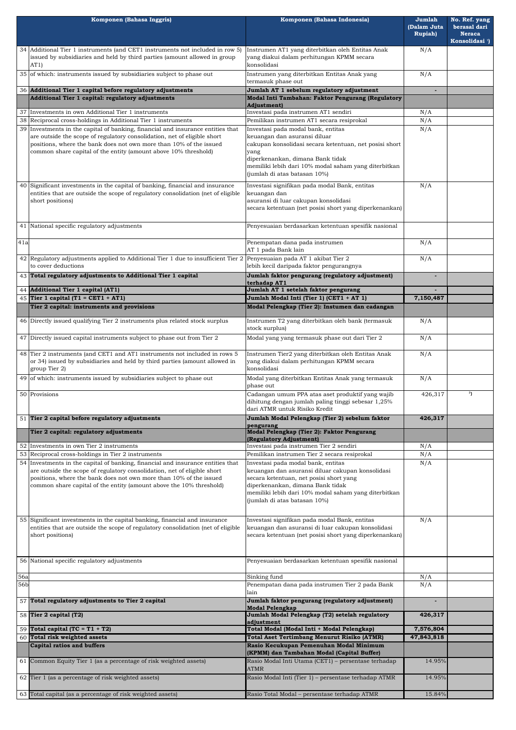| | Komponen (Bahasa Inggris) | Komponen (Bahasa Indonesia) | Jumlah (Dalam Juta Rupiah) | No. Ref. yang berasal dari Neraca Konsolidasi [1] |
|---|---|---|---|---|
| 34 | Additional Tier 1 instruments (and CET1 instruments not included in row 5) issued by subsidiaries and held by third parties (amount allowed in group AT1) | Instrumen AT1 yang diterbitkan oleh Entitas Anak yang diakui dalam perhitungan KPMM secara konsolidasi | N/A | |
| 35 | of which: instruments issued by subsidiaries subject to phase out | Instrumen yang diterbitkan Entitas Anak yang termasuk phase out | N/A | |
| 36 | **Additional Tier 1 capital before regulatory adjustments** | **Jumlah AT 1 sebelum regulatory adjustment** | - | |
| | **Additional Tier 1 capital: regulatory adjustments** | **Modal Inti Tambahan: Faktor Pengurang (Regulatory Adjustment)** | | |
| 37 | Investments in own Additional Tier 1 instruments | Investasi pada instrumen AT1 sendiri | N/A | |
| 38 | Reciprocal cross-holdings in Additional Tier 1 instruments | Pemilikan instrumen AT1 secara resiprokal | N/A | |
| 39 | Investments in the capital of banking, financial and insurance entities that are outside the scope of regulatory consolidation, net of eligible short positions, where the bank does not own more than 10% of the issued common share capital of the entity (amount above 10% threshold) | Investasi pada modal bank, entitas keuangan dan asuransi diluar cakupan konsolidasi secara ketentuan, net posisi short yang diperkenankan, dimana Bank tidak memiliki lebih dari 10% modal saham yang diterbitkan (jumlah di atas batasan 10%) | N/A | |
| 40 | Significant investments in the capital of banking, financial and insurance entities that are outside the scope of regulatory consolidation (net of eligible short positions) | Investasi signifikan pada modal Bank, entitas keuangan dan asuransi di luar cakupan konsolidasi secara ketentuan (net posisi short yang diperkenankan) | N/A | |
| 41 | National specific regulatory adjustments | Penyesuaian berdasarkan ketentuan spesifik nasional | | |
| 41a | | Penempatan dana pada instrumen AT 1 pada Bank lain | N/A | |
| 42 | Regulatory adjustments applied to Additional Tier 1 due to insufficient Tier 2 to cover deductions | Penyesuaian pada AT 1 akibat Tier 2 lebih kecil daripada faktor pengurangnya | N/A | |
| 43 | **Total regulatory adjustments to Additional Tier 1 capital** | **Jumlah faktor pengurang (regulatory adjustment) terhadap AT1** | - | |
| 44 | **Additional Tier 1 capital (AT1)** | **Jumlah AT 1 setelah faktor pengurang** | - | |
| 45 | **Tier 1 capital (T1 = CET1 + AT1)** | **Jumlah Modal Inti (Tier 1) (CET1 + AT 1)** | **7,150,487** | |
| | **Tier 2 capital: instruments and provisions** | **Modal Pelengkap (Tier 2): Instumen dan cadangan** | | |
| 46 | Directly issued qualifying Tier 2 instruments plus related stock surplus | Instrumen T2 yang diterbitkan oleh bank (termasuk stock surplus) | N/A | |
| 47 | Directly issued capital instruments subject to phase out from Tier 2 | Modal yang yang termasuk phase out dari Tier 2 | N/A | |
| 48 | Tier 2 instruments (and CET1 and AT1 instruments not included in rows 5 or 34) issued by subsidiaries and held by third parties (amount allowed in group Tier 2) | Instrumen Tier2 yang diterbitkan oleh Entitas Anak yang diakui dalam perhitungan KPMM secara konsolidasi | N/A | |
| 49 | of which: instruments issued by subsidiaries subject to phase out | Modal yang diterbitkan Entitas Anak yang termasuk phase out | N/A | |
| 50 | Provisions | Cadangan umum PPA atas aset produktif yang wajib dihitung dengan jumlah paling tinggi sebesar 1,25% dari ATMR untuk Risiko Kredit | 426,317 | [3] |
| 51 | **Tier 2 capital before regulatory adjustments** | **Jumlah Modal Pelengkap (Tier 2) sebelum faktor pengurang** | **426,317** | |
| | **Tier 2 capital: regulatory adjustments** | **Modal Pelengkap (Tier 2): Faktor Pengurang (Regulatory Adjustment)** | | |
| 52 | Investments in own Tier 2 instruments | Investasi pada instrumen Tier 2 sendiri | N/A | |
| 53 | Reciprocal cross-holdings in Tier 2 instruments | Pemilikan instrumen Tier 2 secara resiprokal | N/A | |
| 54 | Investments in the capital of banking, financial and insurance entities that are outside the scope of regulatory consolidation, net of eligible short positions, where the bank does not own more than 10% of the issued common share capital of the entity (amount above the 10% threshold) | Investasi pada modal bank, entitas keuangan dan asuransi diluar cakupan konsolidasi secara ketentuan, net posisi short yang diperkenankan, dimana Bank tidak memiliki lebih dari 10% modal saham yang diterbitkan (jumlah di atas batasan 10%) | N/A | |
| 55 | Significant investments in the capital banking, financial and insurance entities that are outside the scope of regulatory consolidation (net of eligible short positions) | Investasi signifikan pada modal Bank, entitas keuangan dan asuransi di luar cakupan konsolidasi secara ketentuan (net posisi short yang diperkenankan) | N/A | |
| 56 | National specific regulatory adjustments | Penyesuaian berdasarkan ketentuan spesifik nasional | | |
| 56a | | Sinking fund | N/A | |
| 56b | | Penempatan dana pada instrumen Tier 2 pada Bank lain | N/A | |
| 57 | **Total regulatory adjustments to Tier 2 capital** | **Jumlah faktor pengurang (regulatory adjustment) Modal Pelengkap** | - | |
| 58 | **Tier 2 capital (T2)** | **Jumlah Modal Pelengkap (T2) setelah regulatory adjustment** | **426,317** | |
| 59 | **Total capital (TC = T1 + T2)** | **Total Modal (Modal Inti + Modal Pelengkap)** | **7,576,804** | |
| 60 | **Total risk weighted assets** | **Total Aset Tertimbang Menurut Risiko (ATMR)** | **47,843,818** | |
| | **Capital ratios and buffers** | **Rasio Kecukupan Pemenuhan Modal Minimum (KPMM) dan Tambahan Modal (Capital Buffer)** | | |
| 61 | Common Equity Tier 1 (as a percentage of risk weighted assets) | Rasio Modal Inti Utama (CET1) – persentase terhadap ATMR | 14.95% | |
| 62 | Tier 1 (as a percentage of risk weighted assets) | Rasio Modal Inti (Tier 1) – persentase terhadap ATMR | 14.95% | |
| 63 | Total capital (as a percentage of risk weighted assets) | Rasio Total Modal – persentase terhadap ATMR | 15.84% | |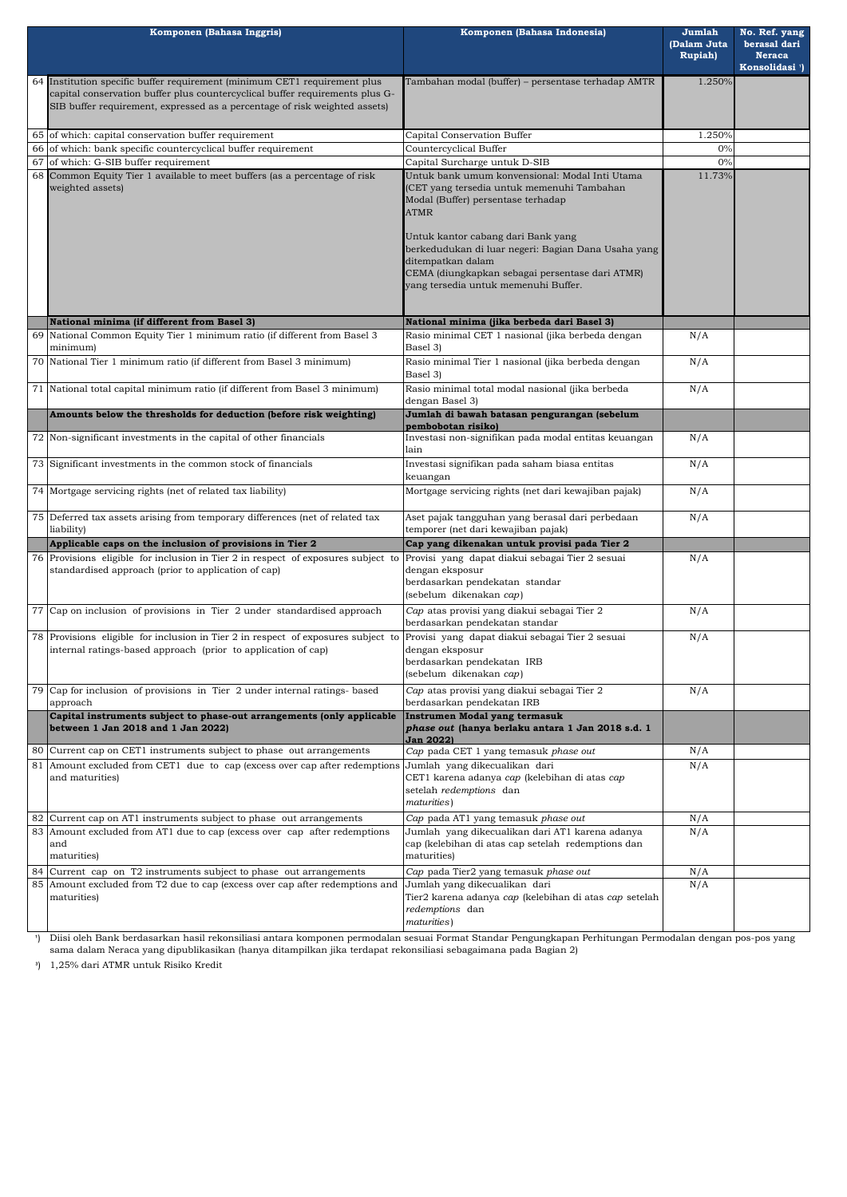| | Komponen (Bahasa Inggris) | Komponen (Bahasa Indonesia) | Jumlah (Dalam Juta Rupiah) | No. Ref. yang berasal dari Neraca Konsolidasi [1]) |
|---|---|---|---|---|
| 64 | Institution specific buffer requirement (minimum CET1 requirement plus capital conservation buffer plus countercyclical buffer requirements plus G-SIB buffer requirement, expressed as a percentage of risk weighted assets) | Tambahan modal (buffer) – persentase terhadap AMTR | 1.250% | |
| 65 | of which: capital conservation buffer requirement | Capital Conservation Buffer | 1.250% | |
| 66 | of which: bank specific countercyclical buffer requirement | Countercyclical Buffer | 0% | |
| 67 | of which: G-SIB buffer requirement | Capital Surcharge untuk D-SIB | 0% | |
| 68 | Common Equity Tier 1 available to meet buffers (as a percentage of risk weighted assets) | Untuk bank umum konvensional: Modal Inti Utama (CET yang tersedia untuk memenuhi Tambahan Modal (Buffer) persentase terhadap ATMR<br><br>Untuk kantor cabang dari Bank yang berkedudukan di luar negeri: Bagian Dana Usaha yang ditempatkan dalam CEMA (diungkapkan sebagai persentase dari ATMR) yang tersedia untuk memenuhi Buffer. | 11.73% | |
| | **National minima (if different from Basel 3)** | **National minima (jika berbeda dari Basel 3)** | | |
| 69 | National Common Equity Tier 1 minimum ratio (if different from Basel 3 minimum) | Rasio minimal CET 1 nasional (jika berbeda dengan Basel 3) | N/A | |
| 70 | National Tier 1 minimum ratio (if different from Basel 3 minimum) | Rasio minimal Tier 1 nasional (jika berbeda dengan Basel 3) | N/A | |
| 71 | National total capital minimum ratio (if different from Basel 3 minimum) | Rasio minimal total modal nasional (jika berbeda dengan Basel 3) | N/A | |
| | **Amounts below the thresholds for deduction (before risk weighting)** | **Jumlah di bawah batasan pengurangan (sebelum pembobotan risiko)** | | |
| 72 | Non-significant investments in the capital of other financials | Investasi non-signifikan pada modal entitas keuangan lain | N/A | |
| 73 | Significant investments in the common stock of financials | Investasi signifikan pada saham biasa entitas keuangan | N/A | |
| 74 | Mortgage servicing rights (net of related tax liability) | Mortgage servicing rights (net dari kewajiban pajak) | N/A | |
| 75 | Deferred tax assets arising from temporary differences (net of related tax liability) | Aset pajak tangguhan yang berasal dari perbedaan temporer (net dari kewajiban pajak) | N/A | |
| | **Applicable caps on the inclusion of provisions in Tier 2** | **Cap yang dikenakan untuk provisi pada Tier 2** | | |
| 76 | Provisions eligible for inclusion in Tier 2 in respect of exposures subject to standardised approach (prior to application of cap) | Provisi yang dapat diakui sebagai Tier 2 sesuai dengan eksposur berdasarkan pendekatan standar (sebelum dikenakan *cap*) | N/A | |
| 77 | Cap on inclusion of provisions in Tier 2 under standardised approach | *Cap* atas provisi yang diakui sebagai Tier 2 berdasarkan pendekatan standar | N/A | |
| 78 | Provisions eligible for inclusion in Tier 2 in respect of exposures subject to internal ratings-based approach (prior to application of cap) | Provisi yang dapat diakui sebagai Tier 2 sesuai dengan eksposur berdasarkan pendekatan IRB (sebelum dikenakan *cap*) | N/A | |
| 79 | Cap for inclusion of provisions in Tier 2 under internal ratings- based approach | *Cap* atas provisi yang diakui sebagai Tier 2 berdasarkan pendekatan IRB | N/A | |
| | **Capital instruments subject to phase-out arrangements (only applicable between 1 Jan 2018 and 1 Jan 2022)** | **Instrumen Modal yang termasuk *phase out* (hanya berlaku antara 1 Jan 2018 s.d. 1 Jan 2022)** | | |
| 80 | Current cap on CET1 instruments subject to phase out arrangements | *Cap* pada CET 1 yang temasuk *phase out* | N/A | |
| 81 | Amount excluded from CET1 due to cap (excess over cap after redemptions and maturities) | Jumlah yang dikecualikan dari CET1 karena adanya *cap* (kelebihan di atas *cap* setelah *redemptions* dan *maturities*) | N/A | |
| 82 | Current cap on AT1 instruments subject to phase out arrangements | *Cap* pada AT1 yang temasuk *phase out* | N/A | |
| 83 | Amount excluded from AT1 due to cap (excess over cap after redemptions and maturities) | Jumlah yang dikecualikan dari AT1 karena adanya cap (kelebihan di atas cap setelah redemptions dan maturities) | N/A | |
| 84 | Current cap on T2 instruments subject to phase out arrangements | *Cap* pada Tier2 yang temasuk *phase out* | N/A | |
| 85 | Amount excluded from T2 due to cap (excess over cap after redemptions and maturities) | Jumlah yang dikecualikan dari Tier2 karena adanya *cap* (kelebihan di atas *cap* setelah *redemptions* dan *maturities*) | N/A | |

[1]) Diisi oleh Bank berdasarkan hasil rekonsiliasi antara komponen permodalan sesuai Format Standar Pengungkapan Perhitungan Permodalan dengan pos-pos yang sama dalam Neraca yang dipublikasikan (hanya ditampilkan jika terdapat rekonsiliasi sebagaimana pada Bagian 2)

[3]) 1,25% dari ATMR untuk Risiko Kredit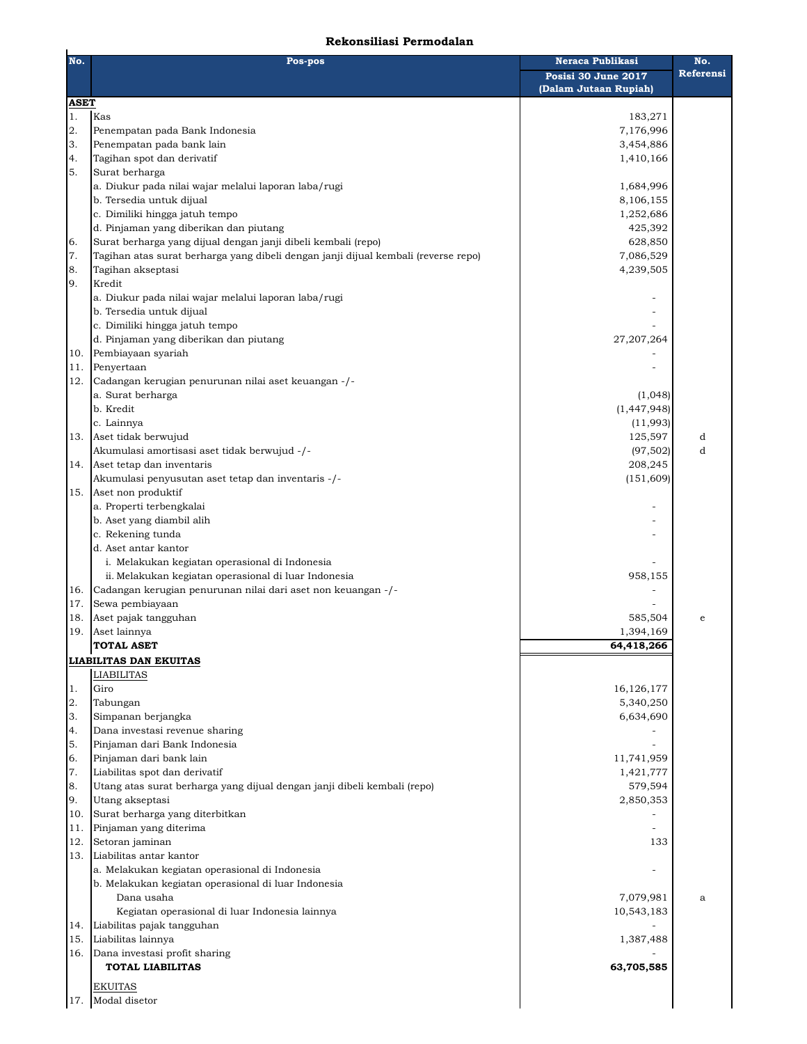# Rekonsiliasi Permodalan

| No. | Pos-pos | Neraca Publikasi Posisi 30 June 2017 (Dalam Jutaan Rupiah) | No. Referensi |
|---|---|---|---|
| **ASET** | | | |
| 1. | Kas | 183,271 | |
| 2. | Penempatan pada Bank Indonesia | 7,176,996 | |
| 3. | Penempatan pada bank lain | 3,454,886 | |
| 4. | Tagihan spot dan derivatif | 1,410,166 | |
| 5. | Surat berharga | | |
| | a. Diukur pada nilai wajar melalui laporan laba/rugi | 1,684,996 | |
| | b. Tersedia untuk dijual | 8,106,155 | |
| | c. Dimiliki hingga jatuh tempo | 1,252,686 | |
| | d. Pinjaman yang diberikan dan piutang | 425,392 | |
| 6. | Surat berharga yang dijual dengan janji dibeli kembali (repo) | 628,850 | |
| 7. | Tagihan atas surat berharga yang dibeli dengan janji dijual kembali (reverse repo) | 7,086,529 | |
| 8. | Tagihan akseptasi | 4,239,505 | |
| 9. | Kredit | | |
| | a. Diukur pada nilai wajar melalui laporan laba/rugi | - | |
| | b. Tersedia untuk dijual | - | |
| | c. Dimiliki hingga jatuh tempo | - | |
| | d. Pinjaman yang diberikan dan piutang | 27,207,264 | |
| 10. | Pembiayaan syariah | - | |
| 11. | Penyertaan | - | |
| 12. | Cadangan kerugian penurunan nilai aset keuangan -/- | | |
| | a. Surat berharga | (1,048) | |
| | b. Kredit | (1,447,948) | |
| | c. Lainnya | (11,993) | |
| 13. | Aset tidak berwujud | 125,597 | d |
| | Akumulasi amortisasi aset tidak berwujud -/- | (97,502) | d |
| 14. | Aset tetap dan inventaris | 208,245 | |
| | Akumulasi penyusutan aset tetap dan inventaris -/- | (151,609) | |
| 15. | Aset non produktif | | |
| | a. Properti terbengkalai | - | |
| | b. Aset yang diambil alih | - | |
| | c. Rekening tunda | - | |
| | d. Aset antar kantor | | |
| | i. Melakukan kegiatan operasional di Indonesia | - | |
| | ii. Melakukan kegiatan operasional di luar Indonesia | 958,155 | |
| 16. | Cadangan kerugian penurunan nilai dari aset non keuangan -/- | - | |
| 17. | Sewa pembiayaan | - | |
| 18. | Aset pajak tangguhan | 585,504 | e |
| 19. | Aset lainnya | 1,394,169 | |
| | **TOTAL ASET** | **64,418,266** | |
| **LIABILITAS DAN EKUITAS** | | | |
| | LIABILITAS | | |
| 1. | Giro | 16,126,177 | |
| 2. | Tabungan | 5,340,250 | |
| 3. | Simpanan berjangka | 6,634,690 | |
| 4. | Dana investasi revenue sharing | - | |
| 5. | Pinjaman dari Bank Indonesia | - | |
| 6. | Pinjaman dari bank lain | 11,741,959 | |
| 7. | Liabilitas spot dan derivatif | 1,421,777 | |
| 8. | Utang atas surat berharga yang dijual dengan janji dibeli kembali (repo) | 579,594 | |
| 9. | Utang akseptasi | 2,850,353 | |
| 10. | Surat berharga yang diterbitkan | - | |
| 11. | Pinjaman yang diterima | - | |
| 12. | Setoran jaminan | 133 | |
| 13. | Liabilitas antar kantor | | |
| | a. Melakukan kegiatan operasional di Indonesia | - | |
| | b. Melakukan kegiatan operasional di luar Indonesia | | |
| | Dana usaha | 7,079,981 | a |
| | Kegiatan operasional di luar Indonesia lainnya | 10,543,183 | |
| 14. | Liabilitas pajak tangguhan | - | |
| 15. | Liabilitas lainnya | 1,387,488 | |
| 16. | Dana investasi profit sharing | - | |
| | **TOTAL LIABILITAS** | **63,705,585** | |
| | EKUITAS | | |
| 17. | Modal disetor | | |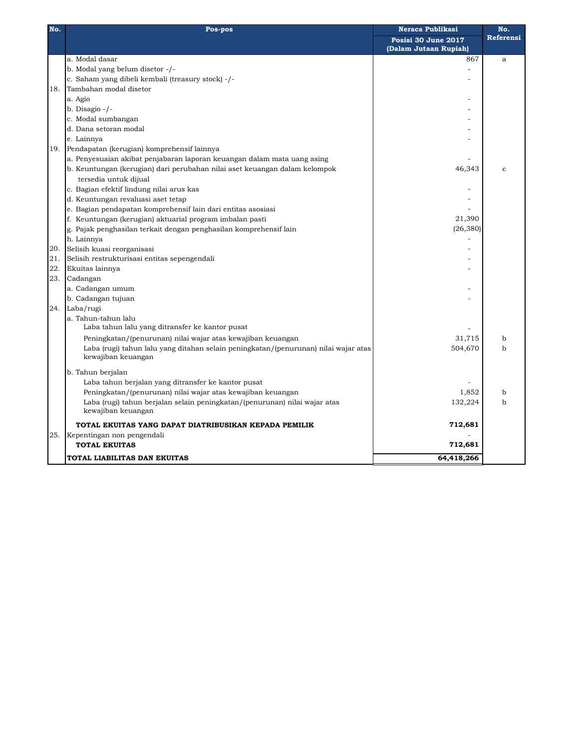| No. | Pos-pos | Neraca Publikasi | No. Referensi |
|---|---|---|---|
| | | Posisi 30 June 2017 (Dalam Jutaan Rupiah) | |
| | a. Modal dasar | 867 | a |
| | b. Modal yang belum disetor -/- | - | |
| | c. Saham yang dibeli kembali (treasury stock) -/- | - | |
| 18. | Tambahan modal disetor | | |
| | a. Agio | - | |
| | b. Disagio -/- | - | |
| | c. Modal sumbangan | - | |
| | d. Dana setoran modal | - | |
| | e. Lainnya | - | |
| 19. | Pendapatan (kerugian) komprehensif lainnya | | |
| | a. Penyesuaian akibat penjabaran laporan keuangan dalam mata uang asing | - | |
| | b. Keuntungan (kerugian) dari perubahan nilai aset keuangan dalam kelompok tersedia untuk dijual | 46,343 | c |
| | c. Bagian efektif lindung nilai arus kas | - | |
| | d. Keuntungan revaluasi aset tetap | - | |
| | e. Bagian pendapatan komprehensif lain dari entitas asosiasi | - | |
| | f. Keuntungan (kerugian) aktuarial program imbalan pasti | 21,390 | |
| | g. Pajak penghasilan terkait dengan penghasilan komprehensif lain | (26,380) | |
| | h. Lainnya | - | |
| 20. | Selisih kuasi reorganisasi | - | |
| 21. | Selisih restrukturisasi entitas sepengendali | - | |
| 22. | Ekuitas lainnya | - | |
| 23. | Cadangan | | |
| | a. Cadangan umum | - | |
| | b. Cadangan tujuan | - | |
| 24. | Laba/rugi | | |
| | a. Tahun-tahun lalu | | |
| | Laba tahun lalu yang ditransfer ke kantor pusat | - | |
| | Peningkatan/(penurunan) nilai wajar atas kewajiban keuangan | 31,715 | b |
| | Laba (rugi) tahun lalu yang ditahan selain peningkatan/(penurunan) nilai wajar atas kewajiban keuangan | 504,670 | b |
| | b. Tahun berjalan | | |
| | Laba tahun berjalan yang ditransfer ke kantor pusat | - | |
| | Peningkatan/(penurunan) nilai wajar atas kewajiban keuangan | 1,852 | b |
| | Laba (rugi) tahun berjalan selain peningkatan/(penurunan) nilai wajar atas kewajiban keuangan | 132,224 | b |
| | **TOTAL EKUITAS YANG DAPAT DIATRIBUSIKAN KEPADA PEMILIK** | **712,681** | |
| 25. | Kepentingan non pengendali | - | |
| | **TOTAL EKUITAS** | **712,681** | |
| | **TOTAL LIABILITAS DAN EKUITAS** | **64,418,266** | |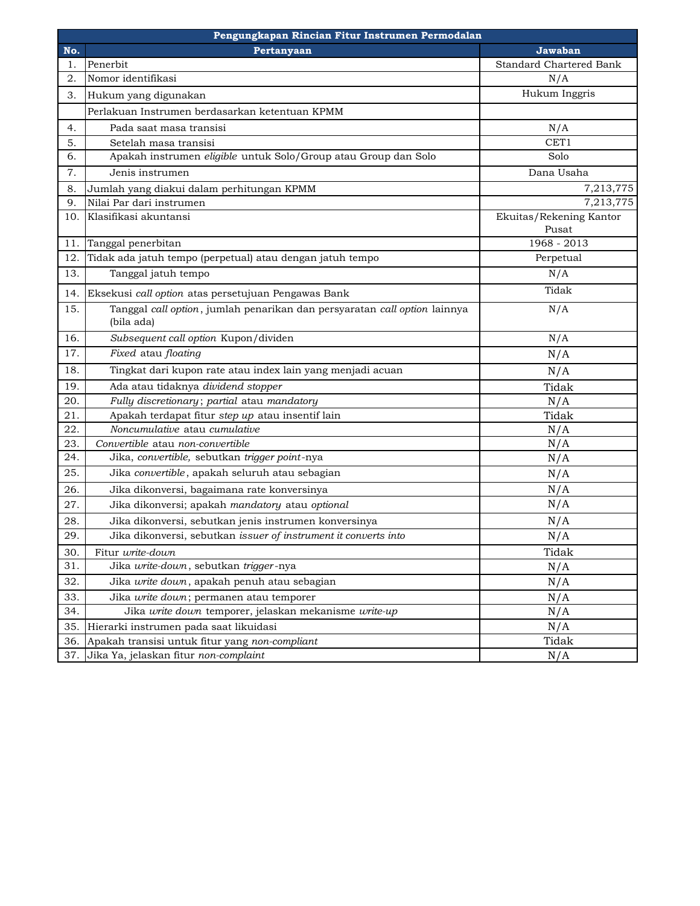| Pengungkapan Rincian Fitur Instrumen Permodalan | | |
|---|---|---|
| **No.** | **Pertanyaan** | **Jawaban** |
| 1. | Penerbit | Standard Chartered Bank |
| 2. | Nomor identifikasi | N/A |
| 3. | Hukum yang digunakan | Hukum Inggris |
| | Perlakuan Instrumen berdasarkan ketentuan KPMM | |
| 4. | Pada saat masa transisi | N/A |
| 5. | Setelah masa transisi | CET1 |
| 6. | Apakah instrumen *eligible* untuk Solo/Group atau Group dan Solo | Solo |
| 7. | Jenis instrumen | Dana Usaha |
| 8. | Jumlah yang diakui dalam perhitungan KPMM | 7,213,775 |
| 9. | Nilai Par dari instrumen | 7,213,775 |
| 10. | Klasifikasi akuntansi | Ekuitas/Rekening Kantor Pusat |
| 11. | Tanggal penerbitan | 1968 - 2013 |
| 12. | Tidak ada jatuh tempo (perpetual) atau dengan jatuh tempo | Perpetual |
| 13. | Tanggal jatuh tempo | N/A |
| 14. | Eksekusi *call option* atas persetujuan Pengawas Bank | Tidak |
| 15. | Tanggal *call option*, jumlah penarikan dan persyaratan *call option* lainnya (bila ada) | N/A |
| 16. | *Subsequent call option* Kupon/dividen | N/A |
| 17. | *Fixed* atau *floating* | N/A |
| 18. | Tingkat dari kupon rate atau index lain yang menjadi acuan | N/A |
| 19. | Ada atau tidaknya *dividend stopper* | Tidak |
| 20. | *Fully discretionary*; *partial* atau *mandatory* | N/A |
| 21. | Apakah terdapat fitur *step up* atau insentif lain | Tidak |
| 22. | *Noncumulative* atau *cumulative* | N/A |
| 23. | *Convertible* atau *non-convertible* | N/A |
| 24. | Jika, *convertible,* sebutkan *trigger point*-nya | N/A |
| 25. | Jika *convertible*, apakah seluruh atau sebagian | N/A |
| 26. | Jika dikonversi, bagaimana rate konversinya | N/A |
| 27. | Jika dikonversi; apakah *mandatory* atau *optional* | N/A |
| 28. | Jika dikonversi, sebutkan jenis instrumen konversinya | N/A |
| 29. | Jika dikonversi, sebutkan *issuer of instrument it converts into* | N/A |
| 30. | Fitur *write-down* | Tidak |
| 31. | Jika *write-down*, sebutkan *trigger*-nya | N/A |
| 32. | Jika *write down*, apakah penuh atau sebagian | N/A |
| 33. | Jika *write down*; permanen atau temporer | N/A |
| 34. | Jika *write down* temporer, jelaskan mekanisme *write-up* | N/A |
| 35. | Hierarki instrumen pada saat likuidasi | N/A |
| 36. | Apakah transisi untuk fitur yang *non-compliant* | Tidak |
| 37. | Jika Ya, jelaskan fitur *non-complaint* | N/A |